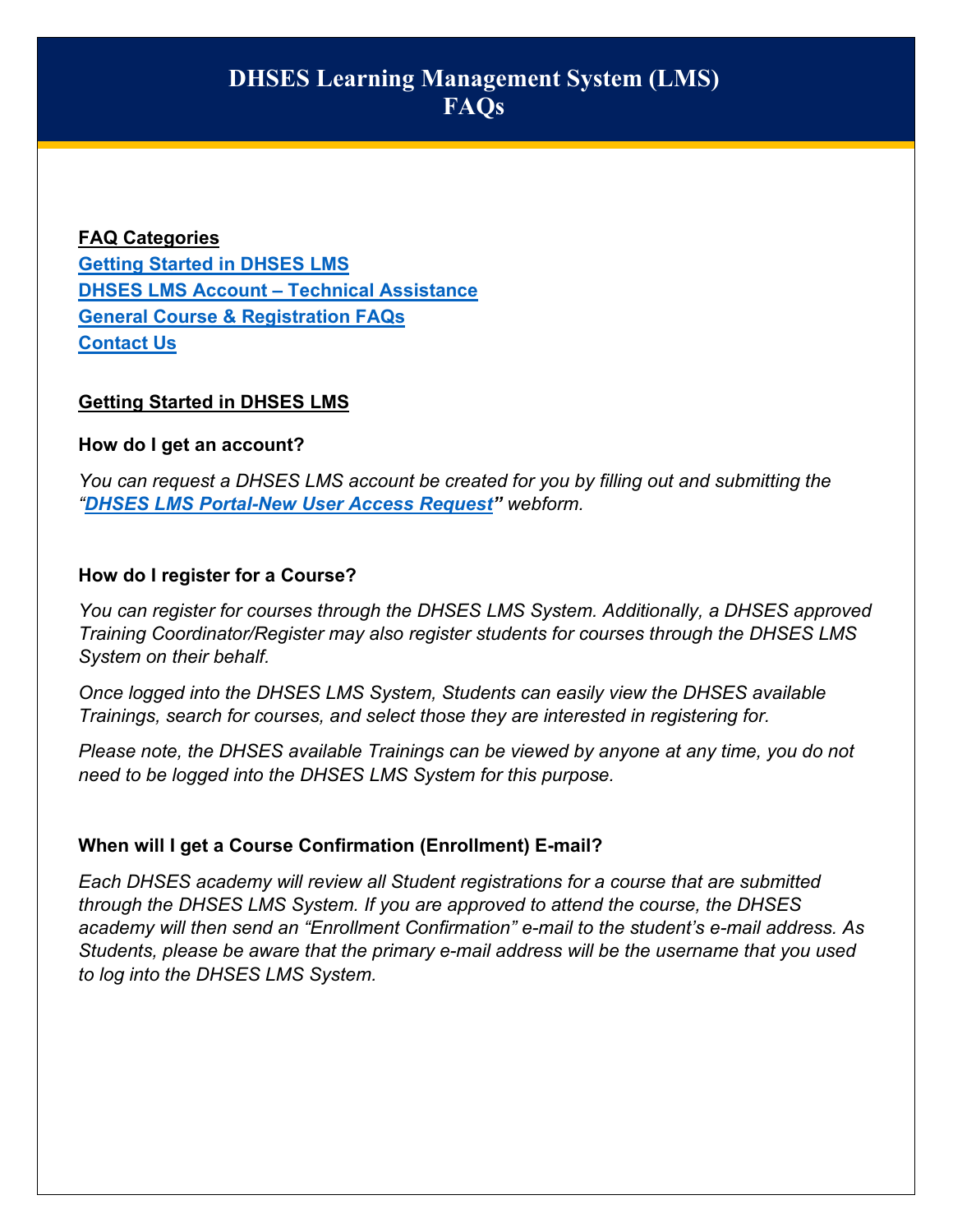# DHSES Learning Management System (LMS) FAQs

**FAQ Categories**

[Getting Started in DHSES LMS]

[DHSES LMS Account – Technical Assistance]

[General Course & Registration FAQs]

[Contact Us]

## Getting Started in DHSES LMS

### How do I get an account?

*You can request a DHSES LMS account be created for you by filling out and submitting the "**DHSES LMS Portal-New User Access Request**" webform.*

### How do I register for a Course?

*You can register for courses through the DHSES LMS System. Additionally, a DHSES approved Training Coordinator/Register may also register students for courses through the DHSES LMS System on their behalf.*

*Once logged into the DHSES LMS System, Students can easily view the DHSES available Trainings, search for courses, and select those they are interested in registering for.*

*Please note, the DHSES available Trainings can be viewed by anyone at any time, you do not need to be logged into the DHSES LMS System for this purpose.*

### When will I get a Course Confirmation (Enrollment) E-mail?

*Each DHSES academy will review all Student registrations for a course that are submitted through the DHSES LMS System. If you are approved to attend the course, the DHSES academy will then send an "Enrollment Confirmation" e-mail to the student's e-mail address. As Students, please be aware that the primary e-mail address will be the username that you used to log into the DHSES LMS System.*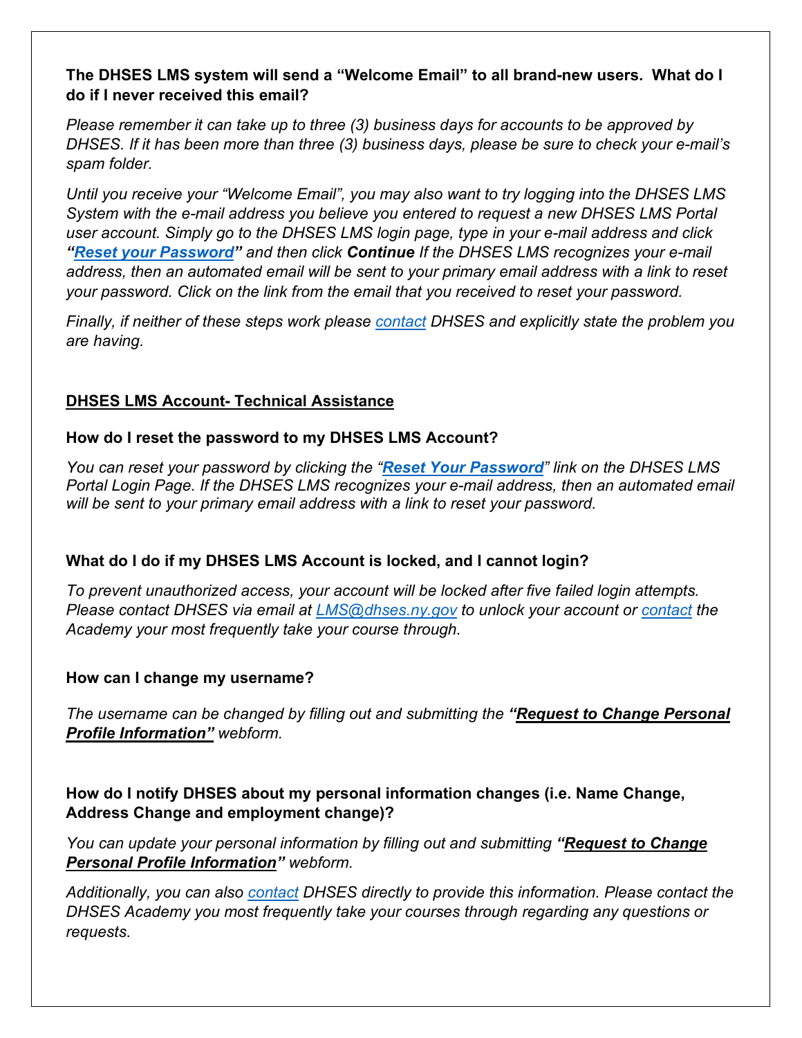**The DHSES LMS system will send a "Welcome Email" to all brand-new users. What do I do if I never received this email?**

*Please remember it can take up to three (3) business days for accounts to be approved by DHSES. If it has been more than three (3) business days, please be sure to check your e-mail's spam folder.*

*Until you receive your "Welcome Email", you may also want to try logging into the DHSES LMS System with the e-mail address you believe you entered to request a new DHSES LMS Portal user account. Simply go to the DHSES LMS login page, type in your e-mail address and click **"Reset your Password"** and then click **Continue** If the DHSES LMS recognizes your e-mail address, then an automated email will be sent to your primary email address with a link to reset your password. Click on the link from the email that you received to reset your password.*

*Finally, if neither of these steps work please contact DHSES and explicitly state the problem you are having.*

## DHSES LMS Account- Technical Assistance

**How do I reset the password to my DHSES LMS Account?**

*You can reset your password by clicking the "**Reset Your Password**" link on the DHSES LMS Portal Login Page. If the DHSES LMS recognizes your e-mail address, then an automated email will be sent to your primary email address with a link to reset your password.*

**What do I do if my DHSES LMS Account is locked, and I cannot login?**

*To prevent unauthorized access, your account will be locked after five failed login attempts. Please contact DHSES via email at LMS@dhses.ny.gov to unlock your account or contact the Academy your most frequently take your course through.*

**How can I change my username?**

*The username can be changed by filling out and submitting the **"Request to Change Personal Profile Information"** webform.*

**How do I notify DHSES about my personal information changes (i.e. Name Change, Address Change and employment change)?**

*You can update your personal information by filling out and submitting **"Request to Change Personal Profile Information"** webform.*

*Additionally, you can also contact DHSES directly to provide this information. Please contact the DHSES Academy you most frequently take your courses through regarding any questions or requests.*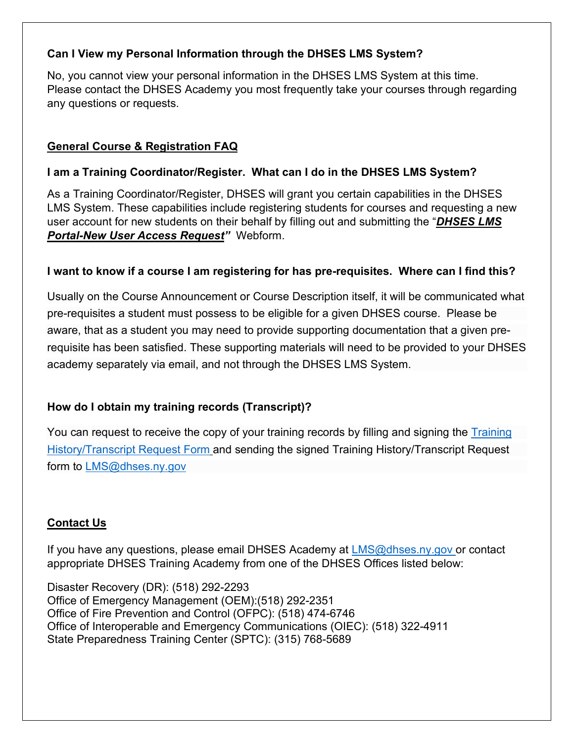**Can I View my Personal Information through the DHSES LMS System?**

No, you cannot view your personal information in the DHSES LMS System at this time. Please contact the DHSES Academy you most frequently take your courses through regarding any questions or requests.

## General Course & Registration FAQ

**I am a Training Coordinator/Register. What can I do in the DHSES LMS System?**

As a Training Coordinator/Register, DHSES will grant you certain capabilities in the DHSES LMS System. These capabilities include registering students for courses and requesting a new user account for new students on their behalf by filling out and submitting the "***DHSES LMS Portal-New User Access Request***" Webform.

**I want to know if a course I am registering for has pre-requisites. Where can I find this?**

Usually on the Course Announcement or Course Description itself, it will be communicated what pre-requisites a student must possess to be eligible for a given DHSES course. Please be aware, that as a student you may need to provide supporting documentation that a given pre-requisite has been satisfied. These supporting materials will need to be provided to your DHSES academy separately via email, and not through the DHSES LMS System.

**How do I obtain my training records (Transcript)?**

You can request to receive the copy of your training records by filling and signing the Training History/Transcript Request Form and sending the signed Training History/Transcript Request form to LMS@dhses.ny.gov

## Contact Us

If you have any questions, please email DHSES Academy at LMS@dhses.ny.gov or contact appropriate DHSES Training Academy from one of the DHSES Offices listed below:

Disaster Recovery (DR): (518) 292-2293
Office of Emergency Management (OEM):(518) 292-2351
Office of Fire Prevention and Control (OFPC): (518) 474-6746
Office of Interoperable and Emergency Communications (OIEC): (518) 322-4911
State Preparedness Training Center (SPTC): (315) 768-5689